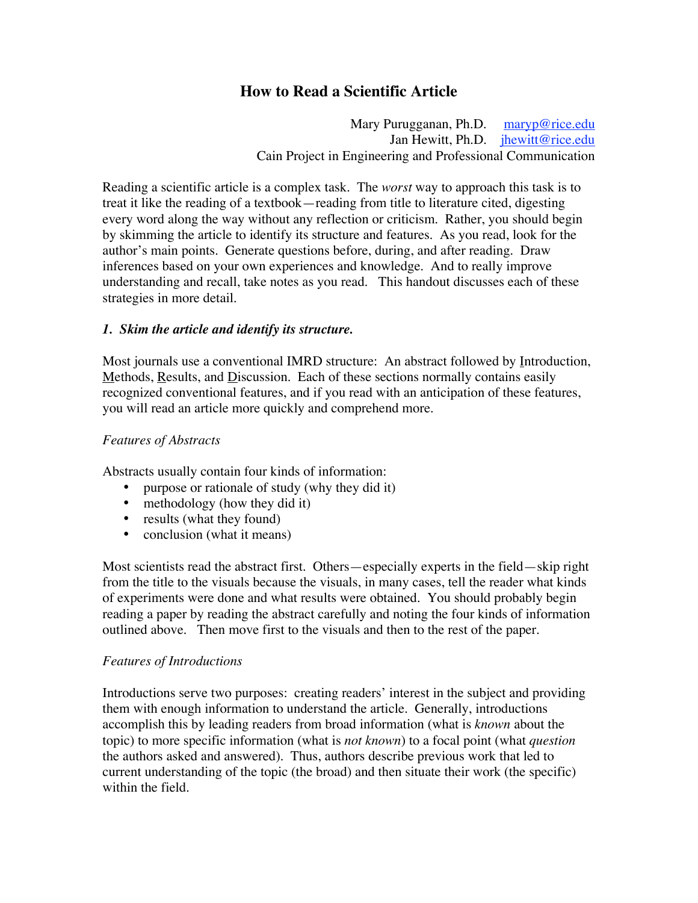# How to Read a Scientific Article

Mary Purugganan, Ph.D. maryp@rice.edu
Jan Hewitt, Ph.D. jhewitt@rice.edu
Cain Project in Engineering and Professional Communication

Reading a scientific article is a complex task. The *worst* way to approach this task is to treat it like the reading of a textbook—reading from title to literature cited, digesting every word along the way without any reflection or criticism. Rather, you should begin by skimming the article to identify its structure and features. As you read, look for the author's main points. Generate questions before, during, and after reading. Draw inferences based on your own experiences and knowledge. And to really improve understanding and recall, take notes as you read. This handout discusses each of these strategies in more detail.

## *1. Skim the article and identify its structure.*

Most journals use a conventional IMRD structure: An abstract followed by Introduction, Methods, Results, and Discussion. Each of these sections normally contains easily recognized conventional features, and if you read with an anticipation of these features, you will read an article more quickly and comprehend more.

### *Features of Abstracts*

Abstracts usually contain four kinds of information:

- purpose or rationale of study (why they did it)
- methodology (how they did it)
- results (what they found)
- conclusion (what it means)

Most scientists read the abstract first. Others—especially experts in the field—skip right from the title to the visuals because the visuals, in many cases, tell the reader what kinds of experiments were done and what results were obtained. You should probably begin reading a paper by reading the abstract carefully and noting the four kinds of information outlined above. Then move first to the visuals and then to the rest of the paper.

### *Features of Introductions*

Introductions serve two purposes: creating readers' interest in the subject and providing them with enough information to understand the article. Generally, introductions accomplish this by leading readers from broad information (what is *known* about the topic) to more specific information (what is *not known*) to a focal point (what *question* the authors asked and answered). Thus, authors describe previous work that led to current understanding of the topic (the broad) and then situate their work (the specific) within the field.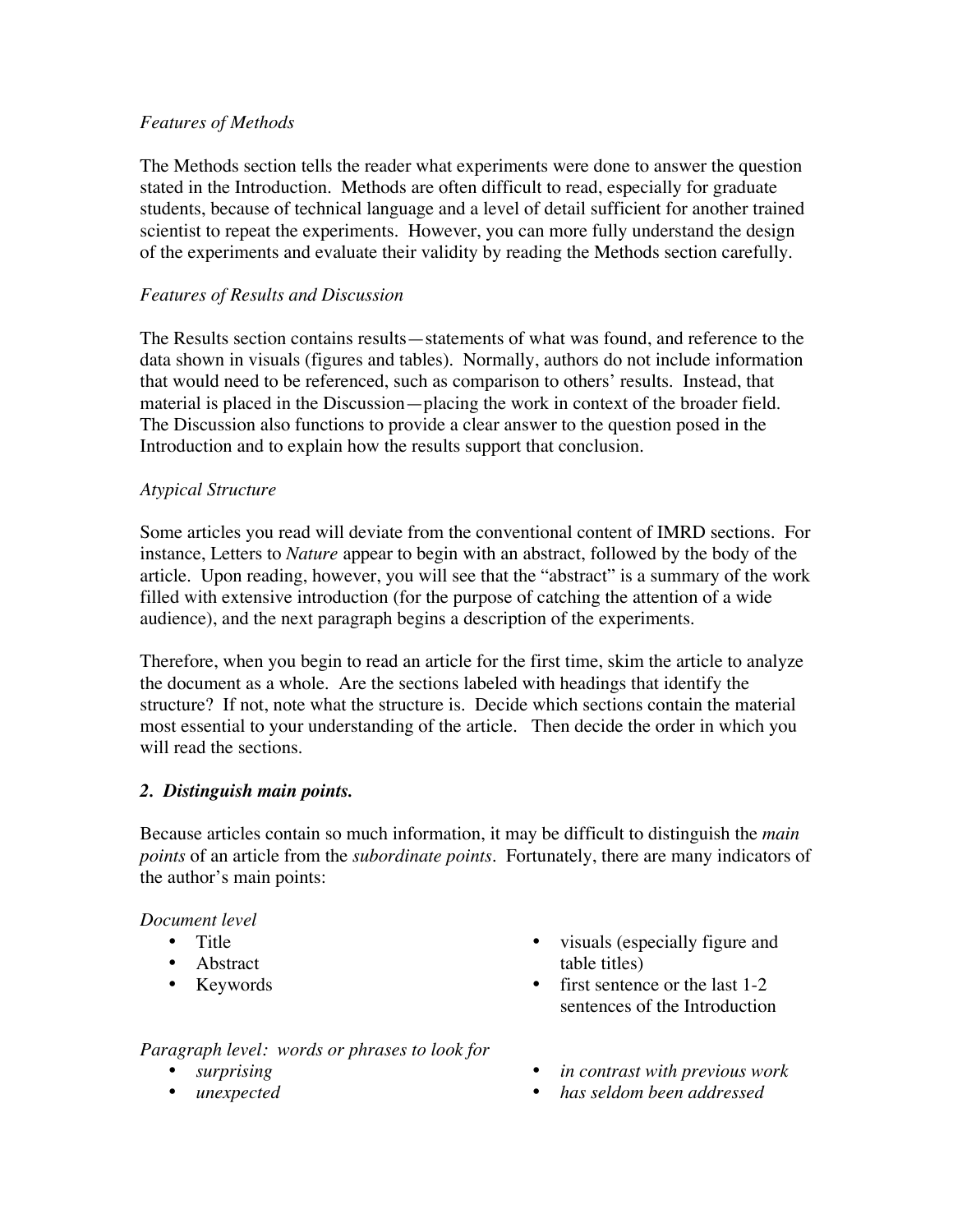*Features of Methods*

The Methods section tells the reader what experiments were done to answer the question stated in the Introduction. Methods are often difficult to read, especially for graduate students, because of technical language and a level of detail sufficient for another trained scientist to repeat the experiments. However, you can more fully understand the design of the experiments and evaluate their validity by reading the Methods section carefully.

*Features of Results and Discussion*

The Results section contains results—statements of what was found, and reference to the data shown in visuals (figures and tables). Normally, authors do not include information that would need to be referenced, such as comparison to others' results. Instead, that material is placed in the Discussion—placing the work in context of the broader field. The Discussion also functions to provide a clear answer to the question posed in the Introduction and to explain how the results support that conclusion.

*Atypical Structure*

Some articles you read will deviate from the conventional content of IMRD sections. For instance, Letters to *Nature* appear to begin with an abstract, followed by the body of the article. Upon reading, however, you will see that the "abstract" is a summary of the work filled with extensive introduction (for the purpose of catching the attention of a wide audience), and the next paragraph begins a description of the experiments.

Therefore, when you begin to read an article for the first time, skim the article to analyze the document as a whole. Are the sections labeled with headings that identify the structure? If not, note what the structure is. Decide which sections contain the material most essential to your understanding of the article. Then decide the order in which you will read the sections.

### *2. Distinguish main points.*

Because articles contain so much information, it may be difficult to distinguish the *main points* of an article from the *subordinate points*. Fortunately, there are many indicators of the author's main points:

*Document level*

- Title
- Abstract
- Keywords
- visuals (especially figure and table titles)
- first sentence or the last 1-2 sentences of the Introduction

*Paragraph level: words or phrases to look for*

- *surprising*
- *unexpected*
- *in contrast with previous work*
- *has seldom been addressed*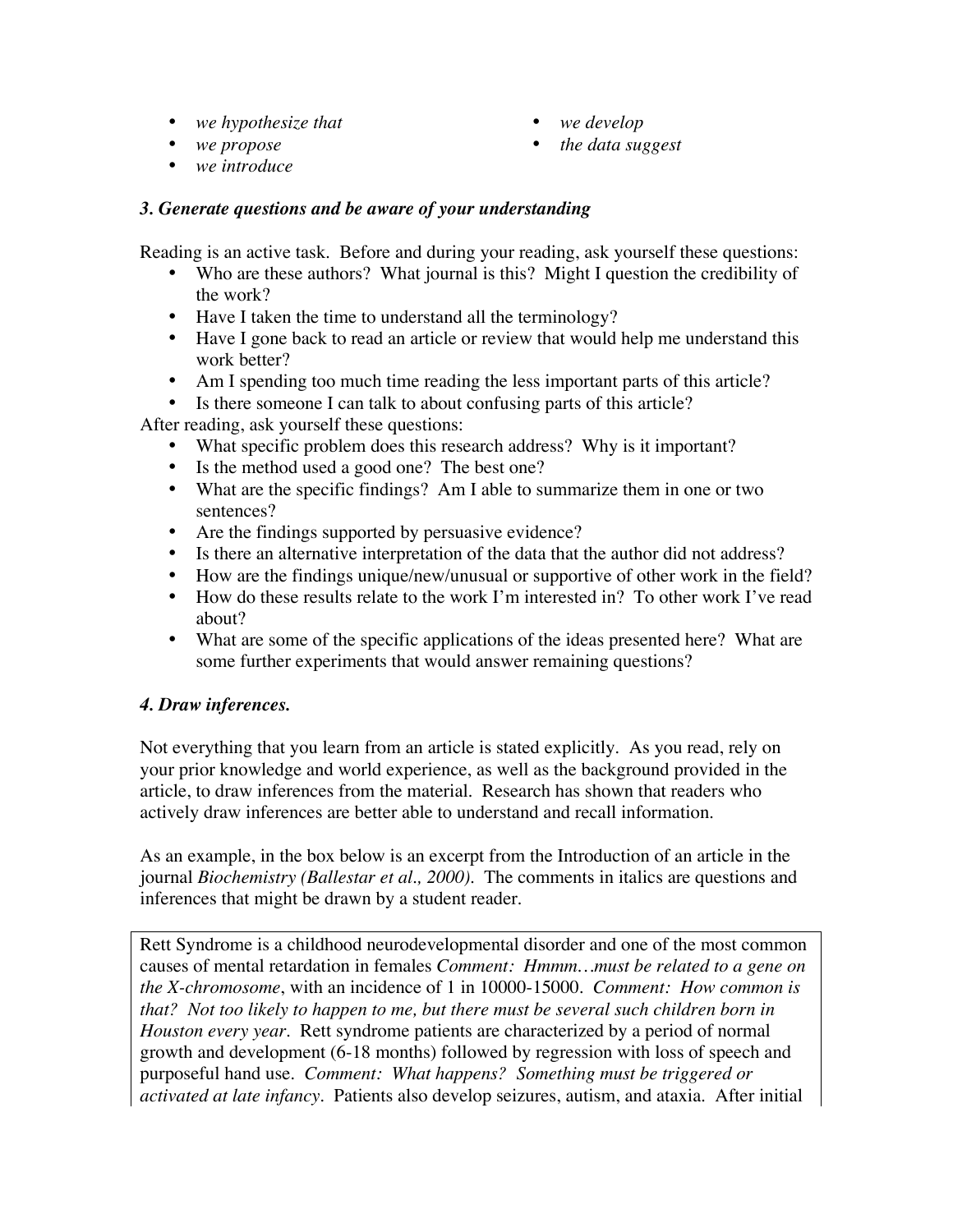- *we hypothesize that*
- *we propose*
- *we introduce*
- *we develop*
- *the data suggest*

### *3. Generate questions and be aware of your understanding*

Reading is an active task. Before and during your reading, ask yourself these questions:

- Who are these authors? What journal is this? Might I question the credibility of the work?
- Have I taken the time to understand all the terminology?
- Have I gone back to read an article or review that would help me understand this work better?
- Am I spending too much time reading the less important parts of this article?
- Is there someone I can talk to about confusing parts of this article?

After reading, ask yourself these questions:

- What specific problem does this research address? Why is it important?
- Is the method used a good one? The best one?
- What are the specific findings? Am I able to summarize them in one or two sentences?
- Are the findings supported by persuasive evidence?
- Is there an alternative interpretation of the data that the author did not address?
- How are the findings unique/new/unusual or supportive of other work in the field?
- How do these results relate to the work I'm interested in? To other work I've read about?
- What are some of the specific applications of the ideas presented here? What are some further experiments that would answer remaining questions?

### *4. Draw inferences.*

Not everything that you learn from an article is stated explicitly. As you read, rely on your prior knowledge and world experience, as well as the background provided in the article, to draw inferences from the material. Research has shown that readers who actively draw inferences are better able to understand and recall information.

As an example, in the box below is an excerpt from the Introduction of an article in the journal *Biochemistry (Ballestar et al., 2000)*. The comments in italics are questions and inferences that might be drawn by a student reader.

> Rett Syndrome is a childhood neurodevelopmental disorder and one of the most common causes of mental retardation in females *Comment: Hmmm…must be related to a gene on the X-chromosome*, with an incidence of 1 in 10000-15000. *Comment: How common is that? Not too likely to happen to me, but there must be several such children born in Houston every year*. Rett syndrome patients are characterized by a period of normal growth and development (6-18 months) followed by regression with loss of speech and purposeful hand use. *Comment: What happens? Something must be triggered or activated at late infancy*. Patients also develop seizures, autism, and ataxia. After initial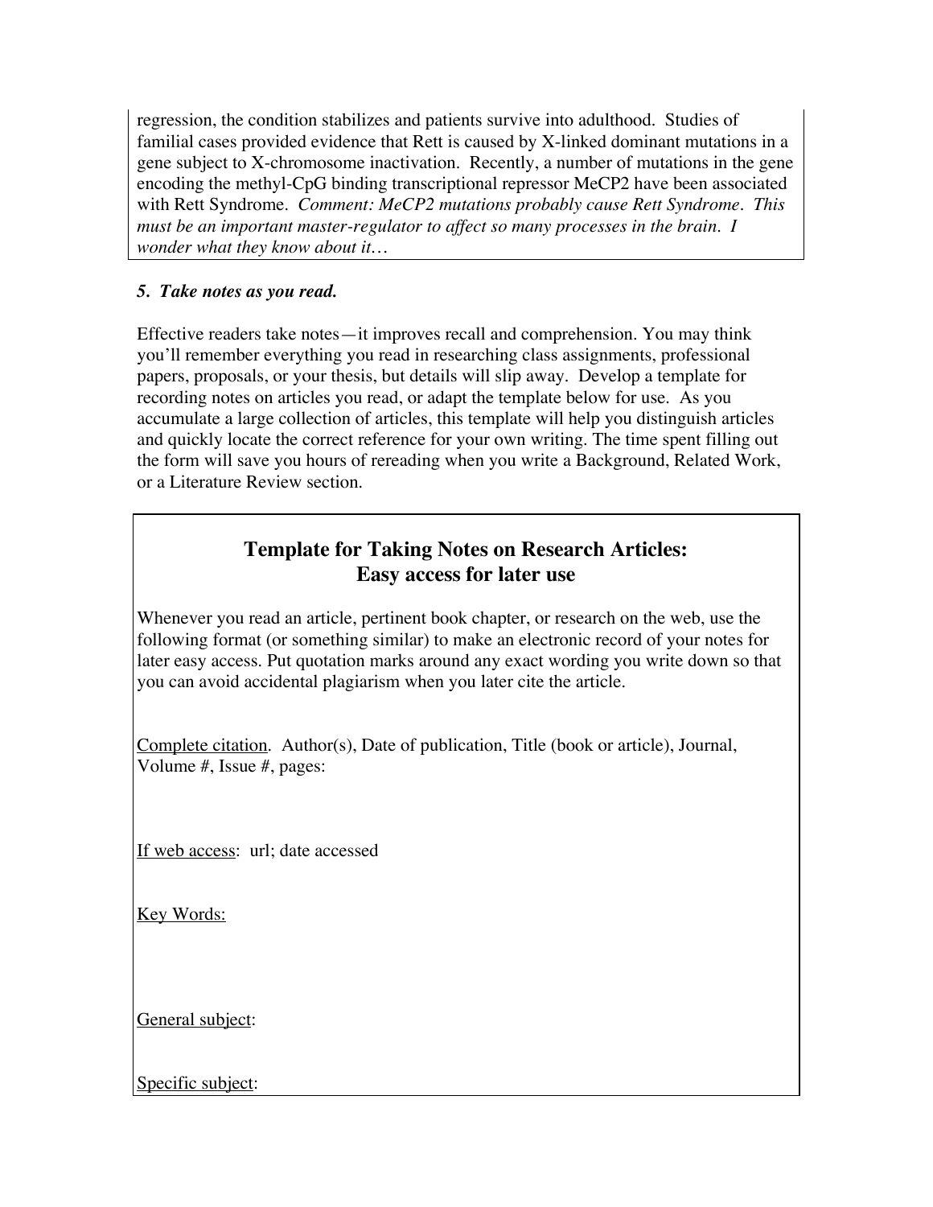regression, the condition stabilizes and patients survive into adulthood. Studies of familial cases provided evidence that Rett is caused by X-linked dominant mutations in a gene subject to X-chromosome inactivation. Recently, a number of mutations in the gene encoding the methyl-CpG binding transcriptional repressor MeCP2 have been associated with Rett Syndrome. *Comment: MeCP2 mutations probably cause Rett Syndrome. This must be an important master-regulator to affect so many processes in the brain. I wonder what they know about it…*

***5. Take notes as you read.***

Effective readers take notes—it improves recall and comprehension. You may think you'll remember everything you read in researching class assignments, professional papers, proposals, or your thesis, but details will slip away. Develop a template for recording notes on articles you read, or adapt the template below for use. As you accumulate a large collection of articles, this template will help you distinguish articles and quickly locate the correct reference for your own writing. The time spent filling out the form will save you hours of rereading when you write a Background, Related Work, or a Literature Review section.

## Template for Taking Notes on Research Articles: Easy access for later use

Whenever you read an article, pertinent book chapter, or research on the web, use the following format (or something similar) to make an electronic record of your notes for later easy access. Put quotation marks around any exact wording you write down so that you can avoid accidental plagiarism when you later cite the article.

Complete citation. Author(s), Date of publication, Title (book or article), Journal, Volume #, Issue #, pages:

If web access: url; date accessed

Key Words:

General subject:

Specific subject: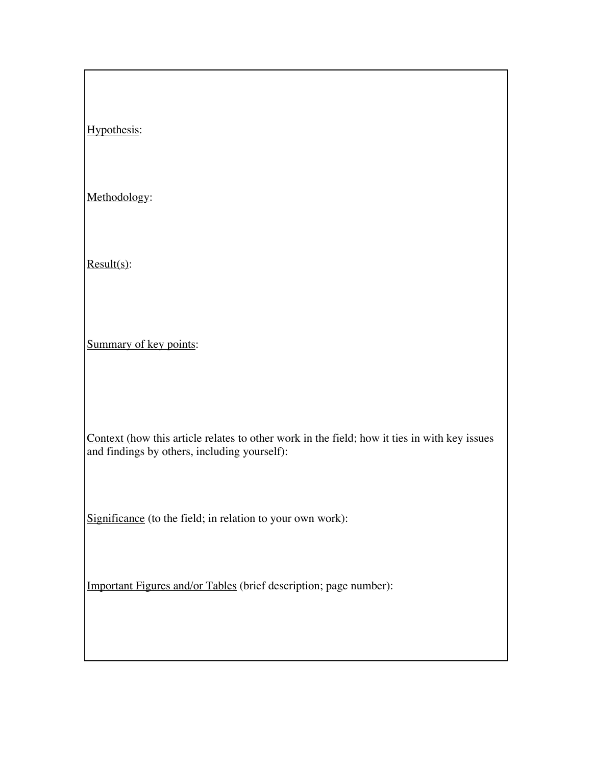<u>Hypothesis</u>:

<u>Methodology</u>:

<u>Result(s)</u>:

<u>Summary of key points</u>:

<u>Context</u> (how this article relates to other work in the field; how it ties in with key issues and findings by others, including yourself):

<u>Significance</u> (to the field; in relation to your own work):

<u>Important Figures and/or Tables</u> (brief description; page number):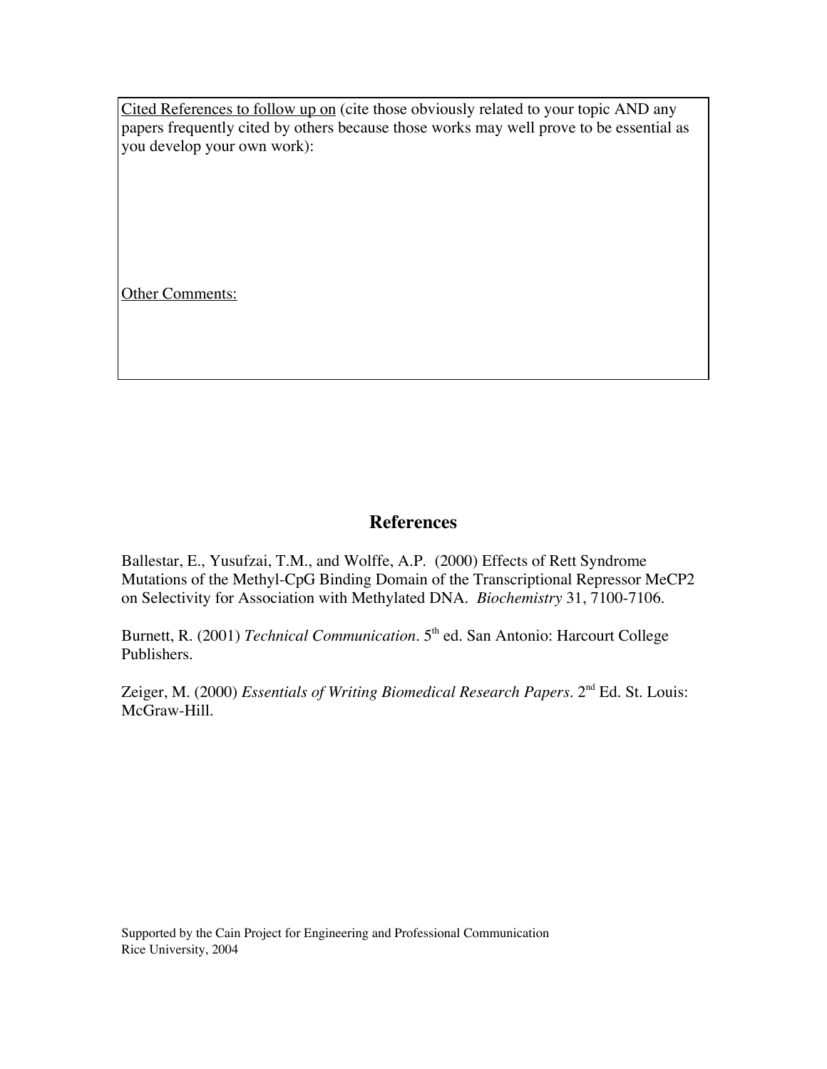Cited References to follow up on (cite those obviously related to your topic AND any papers frequently cited by others because those works may well prove to be essential as you develop your own work):

Other Comments:

## References

Ballestar, E., Yusufzai, T.M., and Wolffe, A.P. (2000) Effects of Rett Syndrome Mutations of the Methyl-CpG Binding Domain of the Transcriptional Repressor MeCP2 on Selectivity for Association with Methylated DNA. *Biochemistry* 31, 7100-7106.

Burnett, R. (2001) *Technical Communication*. 5th ed. San Antonio: Harcourt College Publishers.

Zeiger, M. (2000) *Essentials of Writing Biomedical Research Papers*. 2nd Ed. St. Louis: McGraw-Hill.

Supported by the Cain Project for Engineering and Professional Communication
Rice University, 2004